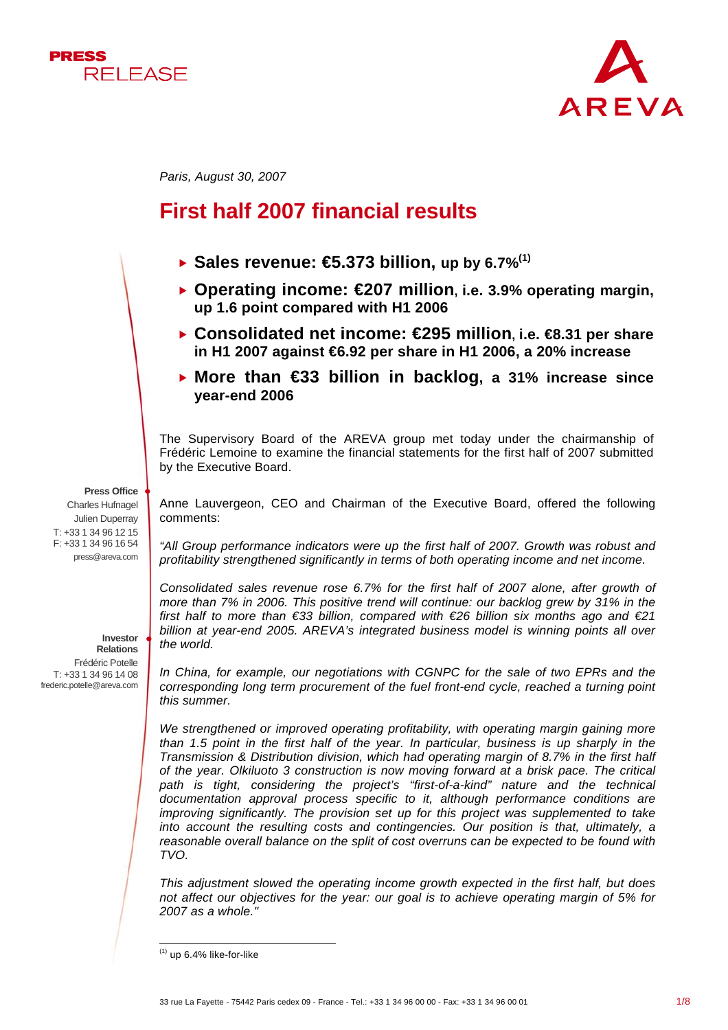PRESS RELEASE

AREVA

*Paris, August 30, 2007*

# First half 2007 financial results

- **Sales revenue: €5.373 billion, up by 6.7%[1]**
- **Operating income: €207 million, i.e. 3.9% operating margin, up 1.6 point compared with H1 2006**
- **Consolidated net income: €295 million, i.e. €8.31 per share in H1 2007 against €6.92 per share in H1 2006, a 20% increase**
- **More than €33 billion in backlog, a 31% increase since year-end 2006**

The Supervisory Board of the AREVA group met today under the chairmanship of Frédéric Lemoine to examine the financial statements for the first half of 2007 submitted by the Executive Board.

**Press Office**
Charles Hufnagel
Julien Duperray
T: +33 1 34 96 12 15
F: +33 1 34 96 16 54
press@areva.com

**Investor Relations**
Frédéric Potelle
T: +33 1 34 96 14 08
frederic.potelle@areva.com

Anne Lauvergeon, CEO and Chairman of the Executive Board, offered the following comments:

*"All Group performance indicators were up the first half of 2007. Growth was robust and profitability strengthened significantly in terms of both operating income and net income.*

*Consolidated sales revenue rose 6.7% for the first half of 2007 alone, after growth of more than 7% in 2006. This positive trend will continue: our backlog grew by 31% in the first half to more than €33 billion, compared with €26 billion six months ago and €21 billion at year-end 2005. AREVA's integrated business model is winning points all over the world.*

*In China, for example, our negotiations with CGNPC for the sale of two EPRs and the corresponding long term procurement of the fuel front-end cycle, reached a turning point this summer.*

*We strengthened or improved operating profitability, with operating margin gaining more than 1.5 point in the first half of the year. In particular, business is up sharply in the Transmission & Distribution division, which had operating margin of 8.7% in the first half of the year. Olkiluoto 3 construction is now moving forward at a brisk pace. The critical path is tight, considering the project's "first-of-a-kind" nature and the technical documentation approval process specific to it, although performance conditions are improving significantly. The provision set up for this project was supplemented to take into account the resulting costs and contingencies. Our position is that, ultimately, a reasonable overall balance on the split of cost overruns can be expected to be found with TVO.*

*This adjustment slowed the operating income growth expected in the first half, but does not affect our objectives for the year: our goal is to achieve operating margin of 5% for 2007 as a whole."*

[1] up 6.4% like-for-like

33 rue La Fayette - 75442 Paris cedex 09 - France - Tel.: +33 1 34 96 00 00 - Fax: +33 1 34 96 00 01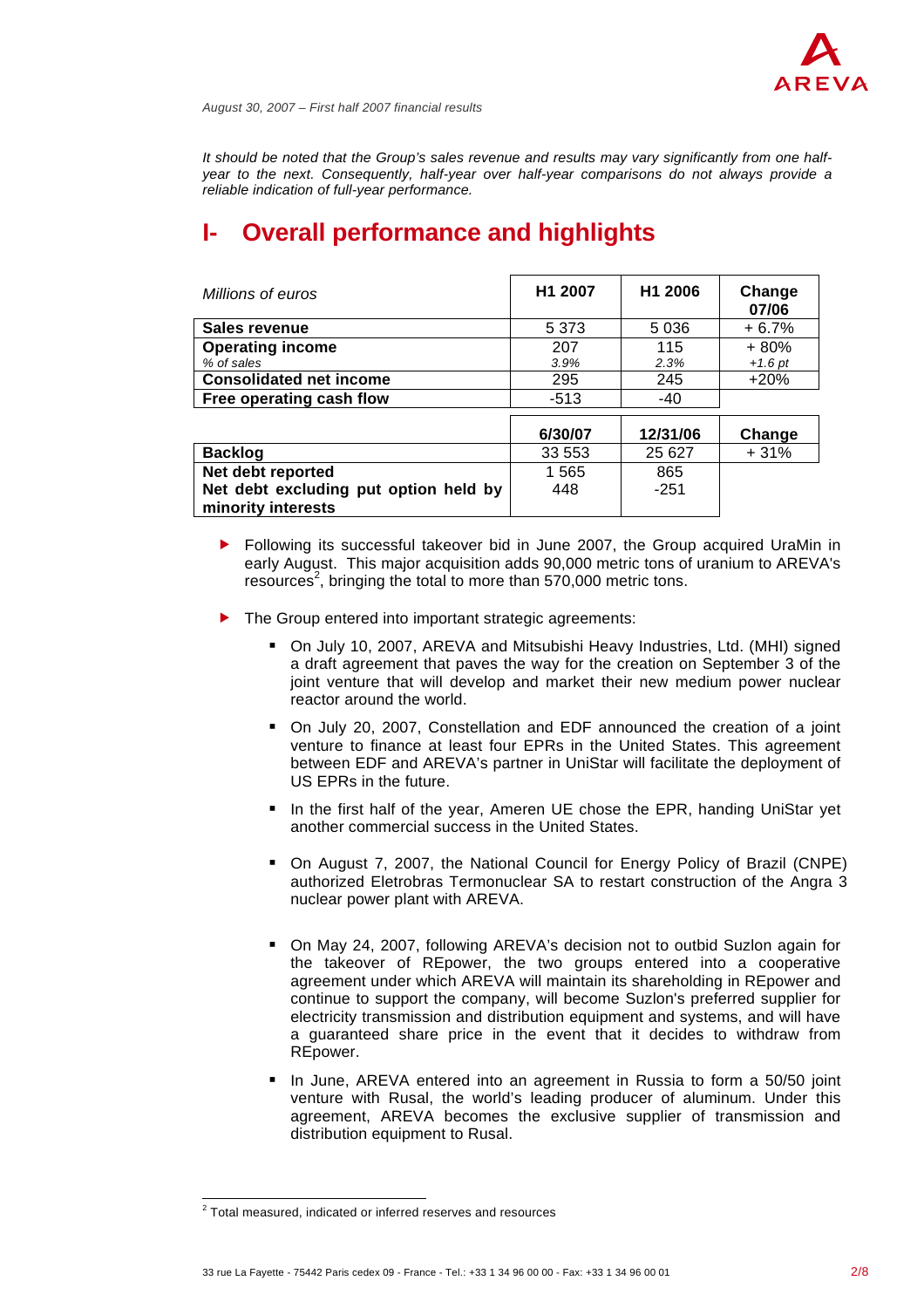*August 30, 2007 – First half 2007 financial results*

*It should be noted that the Group's sales revenue and results may vary significantly from one half-year to the next. Consequently, half-year over half-year comparisons do not always provide a reliable indication of full-year performance.*

# I- Overall performance and highlights

| *Millions of euros* | H1 2007 | H1 2006 | Change 07/06 |
|---|---|---|---|
| **Sales revenue** | 5 373 | 5 036 | + 6.7% |
| **Operating income** | 207 | 115 | + 80% |
| *% of sales* | *3.9%* | *2.3%* | *+1.6 pt* |
| **Consolidated net income** | 295 | 245 | +20% |
| **Free operating cash flow** | -513 | -40 | |
| | **6/30/07** | **12/31/06** | **Change** |
| **Backlog** | 33 553 | 25 627 | + 31% |
| **Net debt reported** | 1 565 | 865 | |
| **Net debt excluding put option held by minority interests** | 448 | -251 | |

- Following its successful takeover bid in June 2007, the Group acquired UraMin in early August. This major acquisition adds 90,000 metric tons of uranium to AREVA's resources[2], bringing the total to more than 570,000 metric tons.

- The Group entered into important strategic agreements:
  - On July 10, 2007, AREVA and Mitsubishi Heavy Industries, Ltd. (MHI) signed a draft agreement that paves the way for the creation on September 3 of the joint venture that will develop and market their new medium power nuclear reactor around the world.
  - On July 20, 2007, Constellation and EDF announced the creation of a joint venture to finance at least four EPRs in the United States. This agreement between EDF and AREVA's partner in UniStar will facilitate the deployment of US EPRs in the future.
  - In the first half of the year, Ameren UE chose the EPR, handing UniStar yet another commercial success in the United States.
  - On August 7, 2007, the National Council for Energy Policy of Brazil (CNPE) authorized Eletrobras Termonuclear SA to restart construction of the Angra 3 nuclear power plant with AREVA.
  - On May 24, 2007, following AREVA's decision not to outbid Suzlon again for the takeover of REpower, the two groups entered into a cooperative agreement under which AREVA will maintain its shareholding in REpower and continue to support the company, will become Suzlon's preferred supplier for electricity transmission and distribution equipment and systems, and will have a guaranteed share price in the event that it decides to withdraw from REpower.
  - In June, AREVA entered into an agreement in Russia to form a 50/50 joint venture with Rusal, the world's leading producer of aluminum. Under this agreement, AREVA becomes the exclusive supplier of transmission and distribution equipment to Rusal.

[2] Total measured, indicated or inferred reserves and resources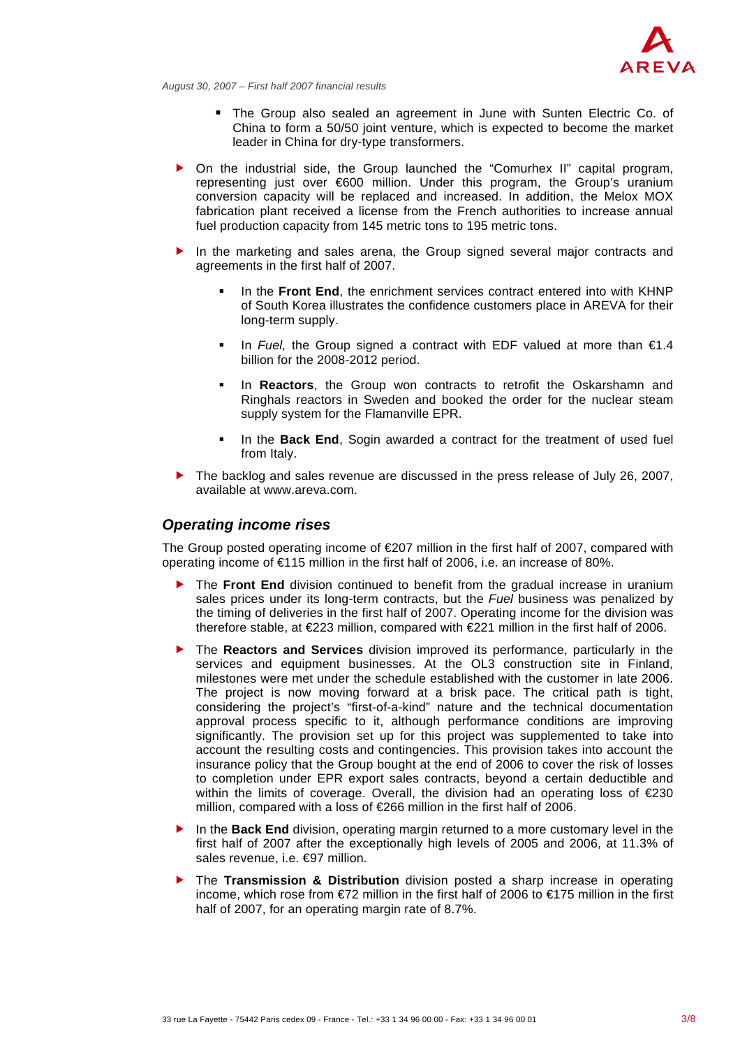- The Group also sealed an agreement in June with Sunten Electric Co. of China to form a 50/50 joint venture, which is expected to become the market leader in China for dry-type transformers.

- On the industrial side, the Group launched the "Comurhex II" capital program, representing just over €600 million. Under this program, the Group's uranium conversion capacity will be replaced and increased. In addition, the Melox MOX fabrication plant received a license from the French authorities to increase annual fuel production capacity from 145 metric tons to 195 metric tons.

- In the marketing and sales arena, the Group signed several major contracts and agreements in the first half of 2007.

  - In the **Front End**, the enrichment services contract entered into with KHNP of South Korea illustrates the confidence customers place in AREVA for their long-term supply.

  - In *Fuel,* the Group signed a contract with EDF valued at more than €1.4 billion for the 2008-2012 period.

  - In **Reactors**, the Group won contracts to retrofit the Oskarshamn and Ringhals reactors in Sweden and booked the order for the nuclear steam supply system for the Flamanville EPR.

  - In the **Back End**, Sogin awarded a contract for the treatment of used fuel from Italy.

- The backlog and sales revenue are discussed in the press release of July 26, 2007, available at www.areva.com.

## *Operating income rises*

The Group posted operating income of €207 million in the first half of 2007, compared with operating income of €115 million in the first half of 2006, i.e. an increase of 80%.

- The **Front End** division continued to benefit from the gradual increase in uranium sales prices under its long-term contracts, but the *Fuel* business was penalized by the timing of deliveries in the first half of 2007. Operating income for the division was therefore stable, at €223 million, compared with €221 million in the first half of 2006.

- The **Reactors and Services** division improved its performance, particularly in the services and equipment businesses. At the OL3 construction site in Finland, milestones were met under the schedule established with the customer in late 2006. The project is now moving forward at a brisk pace. The critical path is tight, considering the project's "first-of-a-kind" nature and the technical documentation approval process specific to it, although performance conditions are improving significantly. The provision set up for this project was supplemented to take into account the resulting costs and contingencies. This provision takes into account the insurance policy that the Group bought at the end of 2006 to cover the risk of losses to completion under EPR export sales contracts, beyond a certain deductible and within the limits of coverage. Overall, the division had an operating loss of €230 million, compared with a loss of €266 million in the first half of 2006.

- In the **Back End** division, operating margin returned to a more customary level in the first half of 2007 after the exceptionally high levels of 2005 and 2006, at 11.3% of sales revenue, i.e. €97 million.

- The **Transmission & Distribution** division posted a sharp increase in operating income, which rose from €72 million in the first half of 2006 to €175 million in the first half of 2007, for an operating margin rate of 8.7%.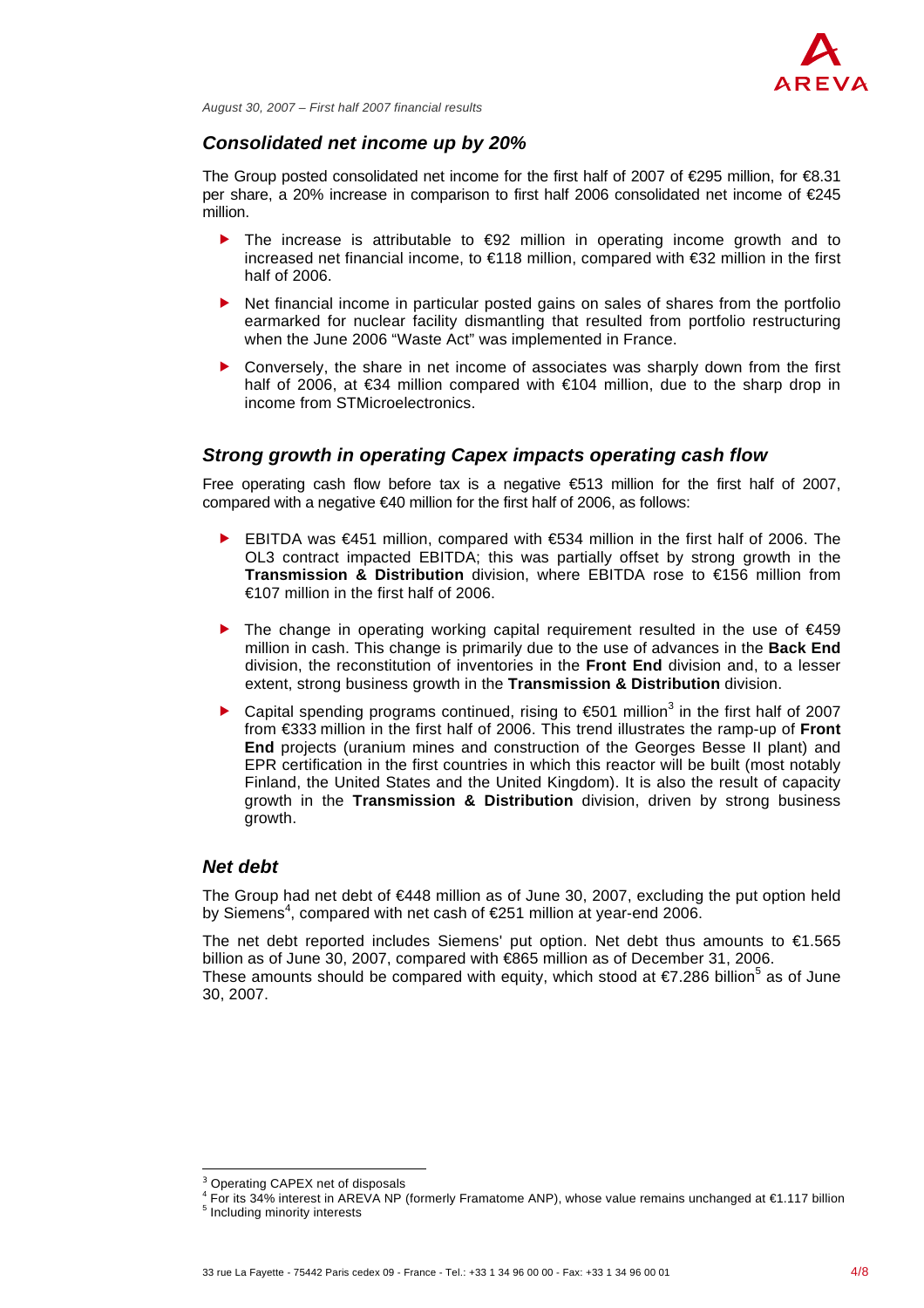*August 30, 2007 – First half 2007 financial results*

## *Consolidated net income up by 20%*

The Group posted consolidated net income for the first half of 2007 of €295 million, for €8.31 per share, a 20% increase in comparison to first half 2006 consolidated net income of €245 million.

- The increase is attributable to €92 million in operating income growth and to increased net financial income, to €118 million, compared with €32 million in the first half of 2006.
- Net financial income in particular posted gains on sales of shares from the portfolio earmarked for nuclear facility dismantling that resulted from portfolio restructuring when the June 2006 "Waste Act" was implemented in France.
- Conversely, the share in net income of associates was sharply down from the first half of 2006, at €34 million compared with €104 million, due to the sharp drop in income from STMicroelectronics.

## *Strong growth in operating Capex impacts operating cash flow*

Free operating cash flow before tax is a negative €513 million for the first half of 2007, compared with a negative €40 million for the first half of 2006, as follows:

- EBITDA was €451 million, compared with €534 million in the first half of 2006. The OL3 contract impacted EBITDA; this was partially offset by strong growth in the **Transmission & Distribution** division, where EBITDA rose to €156 million from €107 million in the first half of 2006.
- The change in operating working capital requirement resulted in the use of €459 million in cash. This change is primarily due to the use of advances in the **Back End** division, the reconstitution of inventories in the **Front End** division and, to a lesser extent, strong business growth in the **Transmission & Distribution** division.
- Capital spending programs continued, rising to €501 million[3] in the first half of 2007 from €333 million in the first half of 2006. This trend illustrates the ramp-up of **Front End** projects (uranium mines and construction of the Georges Besse II plant) and EPR certification in the first countries in which this reactor will be built (most notably Finland, the United States and the United Kingdom). It is also the result of capacity growth in the **Transmission & Distribution** division, driven by strong business growth.

## *Net debt*

The Group had net debt of €448 million as of June 30, 2007, excluding the put option held by Siemens[4], compared with net cash of €251 million at year-end 2006.

The net debt reported includes Siemens' put option. Net debt thus amounts to €1.565 billion as of June 30, 2007, compared with €865 million as of December 31, 2006.
These amounts should be compared with equity, which stood at €7.286 billion[5] as of June 30, 2007.

---

[3] Operating CAPEX net of disposals
[4] For its 34% interest in AREVA NP (formerly Framatome ANP), whose value remains unchanged at €1.117 billion
[5] Including minority interests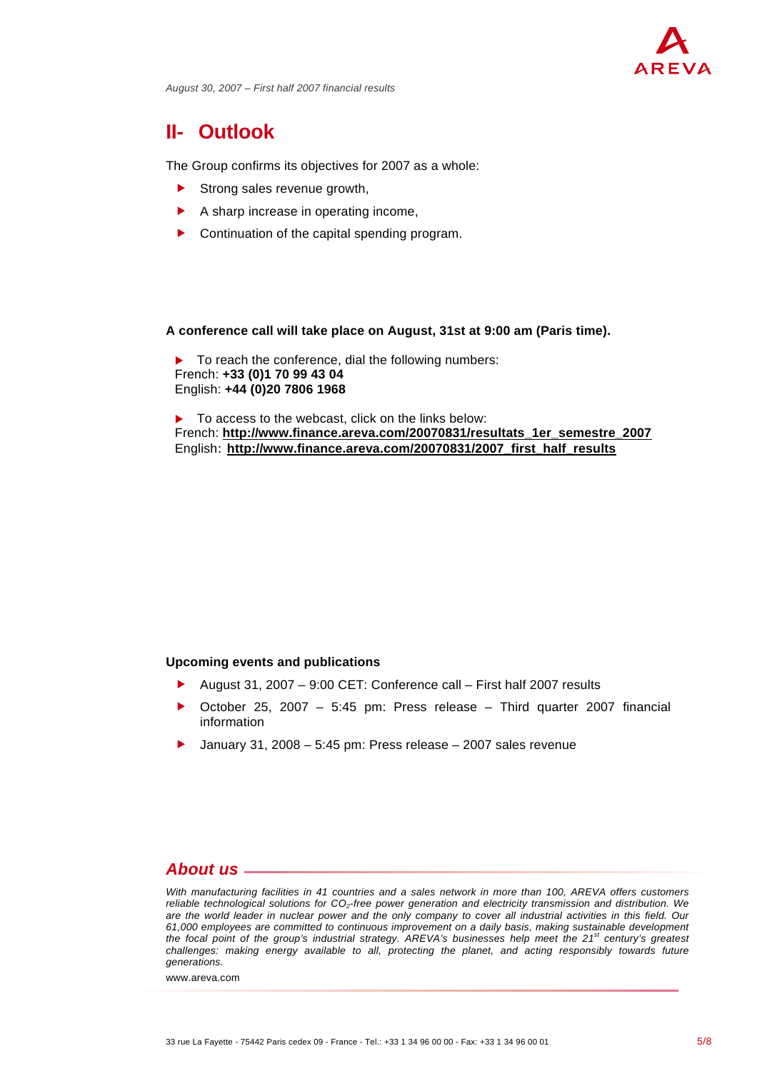## II- Outlook

The Group confirms its objectives for 2007 as a whole:

- Strong sales revenue growth,
- A sharp increase in operating income,
- Continuation of the capital spending program.

**A conference call will take place on August, 31st at 9:00 am (Paris time).**

- To reach the conference, dial the following numbers:

French: **+33 (0)1 70 99 43 04**
English: **+44 (0)20 7806 1968**

- To access to the webcast, click on the links below:

French: **http://www.finance.areva.com/20070831/resultats_1er_semestre_2007**
English: **http://www.finance.areva.com/20070831/2007_first_half_results**

**Upcoming events and publications**

- August 31, 2007 – 9:00 CET: Conference call – First half 2007 results
- October 25, 2007 – 5:45 pm: Press release – Third quarter 2007 financial information
- January 31, 2008 – 5:45 pm: Press release – 2007 sales revenue

## *About us*

*With manufacturing facilities in 41 countries and a sales network in more than 100, AREVA offers customers reliable technological solutions for $CO_2$-free power generation and electricity transmission and distribution. We are the world leader in nuclear power and the only company to cover all industrial activities in this field. Our 61,000 employees are committed to continuous improvement on a daily basis, making sustainable development the focal point of the group's industrial strategy. AREVA's businesses help meet the 21st century's greatest challenges: making energy available to all, protecting the planet, and acting responsibly towards future generations.*

www.areva.com

33 rue La Fayette - 75442 Paris cedex 09 - France - Tel.: +33 1 34 96 00 00 - Fax: +33 1 34 96 00 01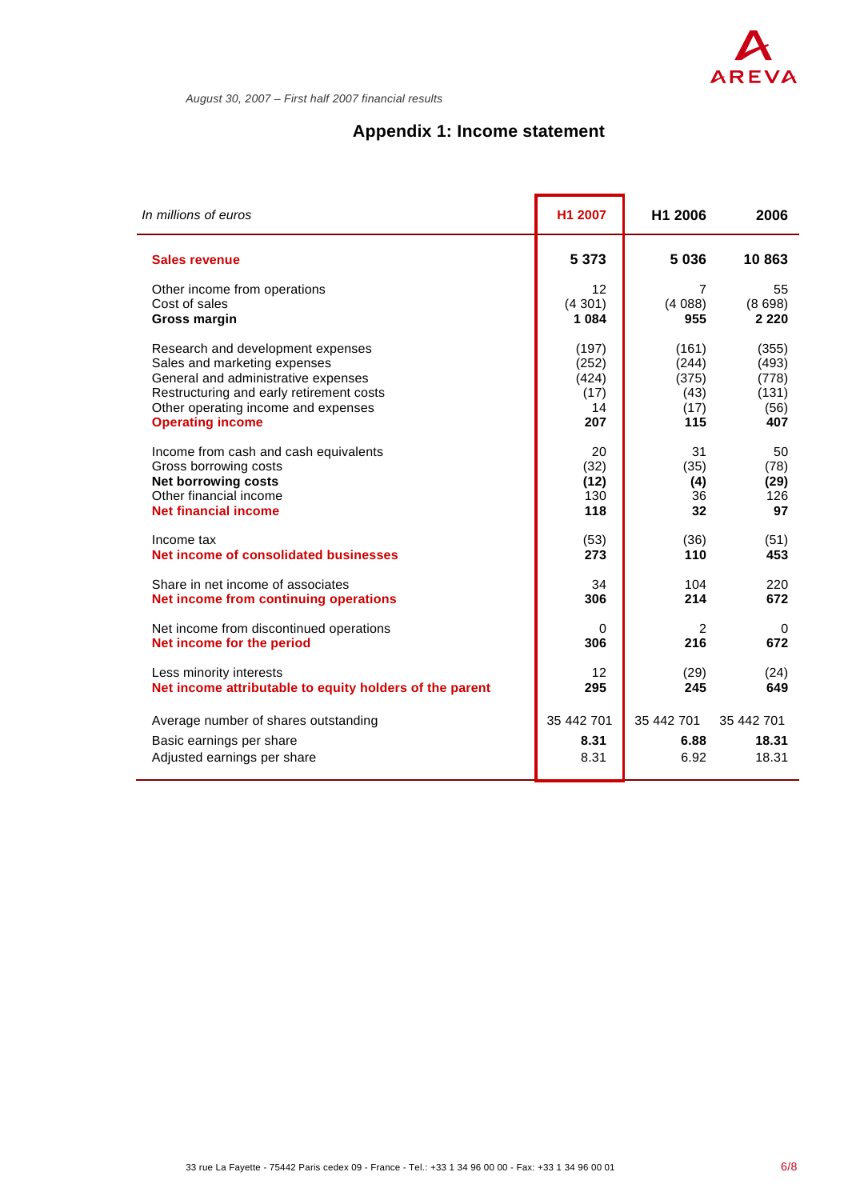August 30, 2007 – First half 2007 financial results

## Appendix 1: Income statement

| *In millions of euros* | H1 2007 | H1 2006 | 2006 |
|---|---|---|---|
| **Sales revenue** | **5 373** | **5 036** | **10 863** |
| Other income from operations | 12 | 7 | 55 |
| Cost of sales | (4 301) | (4 088) | (8 698) |
| **Gross margin** | **1 084** | **955** | **2 220** |
| Research and development expenses | (197) | (161) | (355) |
| Sales and marketing expenses | (252) | (244) | (493) |
| General and administrative expenses | (424) | (375) | (778) |
| Restructuring and early retirement costs | (17) | (43) | (131) |
| Other operating income and expenses | 14 | (17) | (56) |
| **Operating income** | **207** | **115** | **407** |
| Income from cash and cash equivalents | 20 | 31 | 50 |
| Gross borrowing costs | (32) | (35) | (78) |
| **Net borrowing costs** | **(12)** | **(4)** | **(29)** |
| Other financial income | 130 | 36 | 126 |
| **Net financial income** | **118** | **32** | **97** |
| Income tax | (53) | (36) | (51) |
| **Net income of consolidated businesses** | **273** | **110** | **453** |
| Share in net income of associates | 34 | 104 | 220 |
| **Net income from continuing operations** | **306** | **214** | **672** |
| Net income from discontinued operations | 0 | 2 | 0 |
| **Net income for the period** | **306** | **216** | **672** |
| Less minority interests | 12 | (29) | (24) |
| **Net income attributable to equity holders of the parent** | **295** | **245** | **649** |
| Average number of shares outstanding | 35 442 701 | 35 442 701 | 35 442 701 |
| Basic earnings per share | **8.31** | **6.88** | **18.31** |
| Adjusted earnings per share | 8.31 | 6.92 | 18.31 |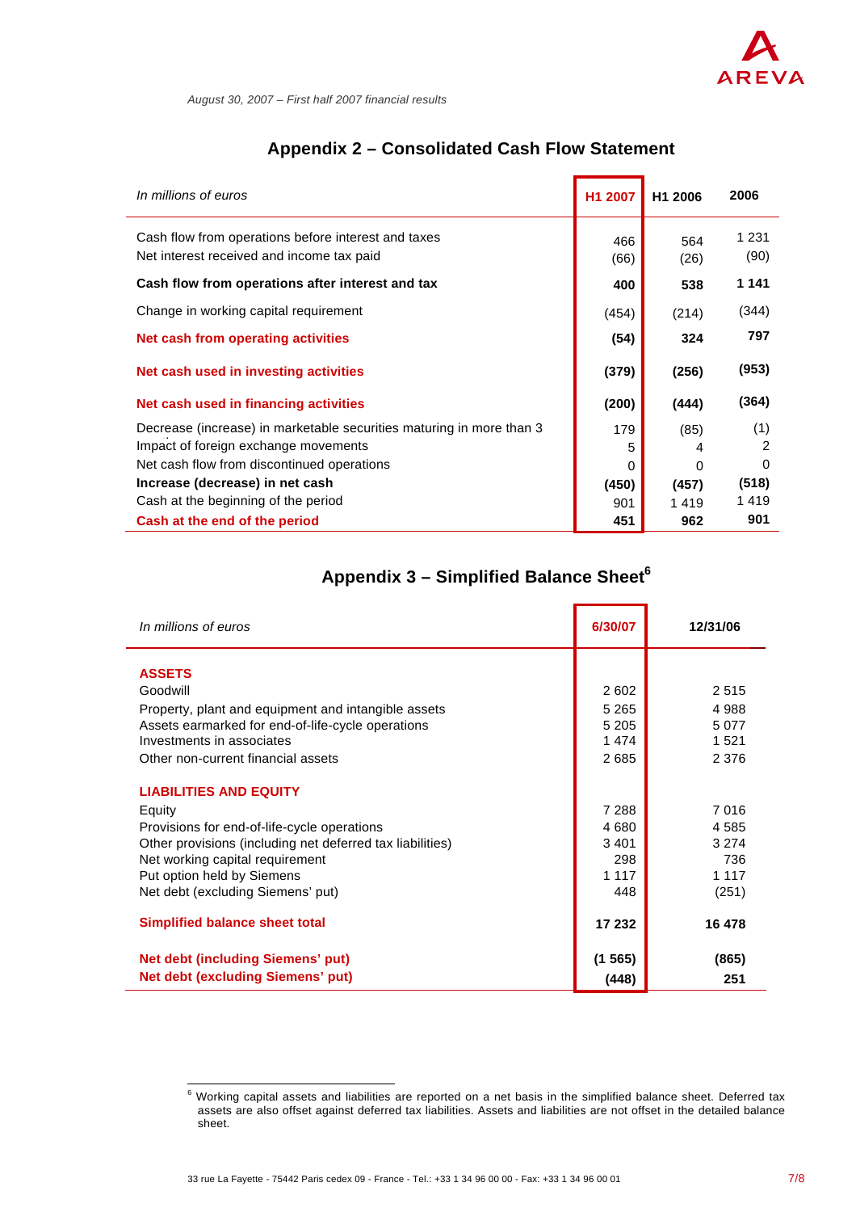## Appendix 2 – Consolidated Cash Flow Statement

| *In millions of euros* | H1 2007 | H1 2006 | 2006 |
|---|---|---|---|
| Cash flow from operations before interest and taxes | 466 | 564 | 1 231 |
| Net interest received and income tax paid | (66) | (26) | (90) |
| **Cash flow from operations after interest and tax** | **400** | **538** | **1 141** |
| Change in working capital requirement | (454) | (214) | (344) |
| **Net cash from operating activities** | **(54)** | **324** | **797** |
| **Net cash used in investing activities** | **(379)** | **(256)** | **(953)** |
| **Net cash used in financing activities** | **(200)** | **(444)** | **(364)** |
| Decrease (increase) in marketable securities maturing in more than 3 | 179 | (85) | (1) |
| Impact of foreign exchange movements | 5 | 4 | 2 |
| Net cash flow from discontinued operations | 0 | 0 | 0 |
| **Increase (decrease) in net cash** | **(450)** | **(457)** | **(518)** |
| Cash at the beginning of the period | 901 | 1 419 | 1 419 |
| **Cash at the end of the period** | **451** | **962** | **901** |

## Appendix 3 – Simplified Balance Sheet[6]

| *In millions of euros* | 6/30/07 | 12/31/06 |
|---|---|---|
| **ASSETS** | | |
| Goodwill | 2 602 | 2 515 |
| Property, plant and equipment and intangible assets | 5 265 | 4 988 |
| Assets earmarked for end-of-life-cycle operations | 5 205 | 5 077 |
| Investments in associates | 1 474 | 1 521 |
| Other non-current financial assets | 2 685 | 2 376 |
| **LIABILITIES AND EQUITY** | | |
| Equity | 7 288 | 7 016 |
| Provisions for end-of-life-cycle operations | 4 680 | 4 585 |
| Other provisions (including net deferred tax liabilities) | 3 401 | 3 274 |
| Net working capital requirement | 298 | 736 |
| Put option held by Siemens | 1 117 | 1 117 |
| Net debt (excluding Siemens' put) | 448 | (251) |
| **Simplified balance sheet total** | **17 232** | **16 478** |
| **Net debt (including Siemens' put)** | **(1 565)** | **(865)** |
| **Net debt (excluding Siemens' put)** | **(448)** | **251** |

[6] Working capital assets and liabilities are reported on a net basis in the simplified balance sheet. Deferred tax assets are also offset against deferred tax liabilities. Assets and liabilities are not offset in the detailed balance sheet.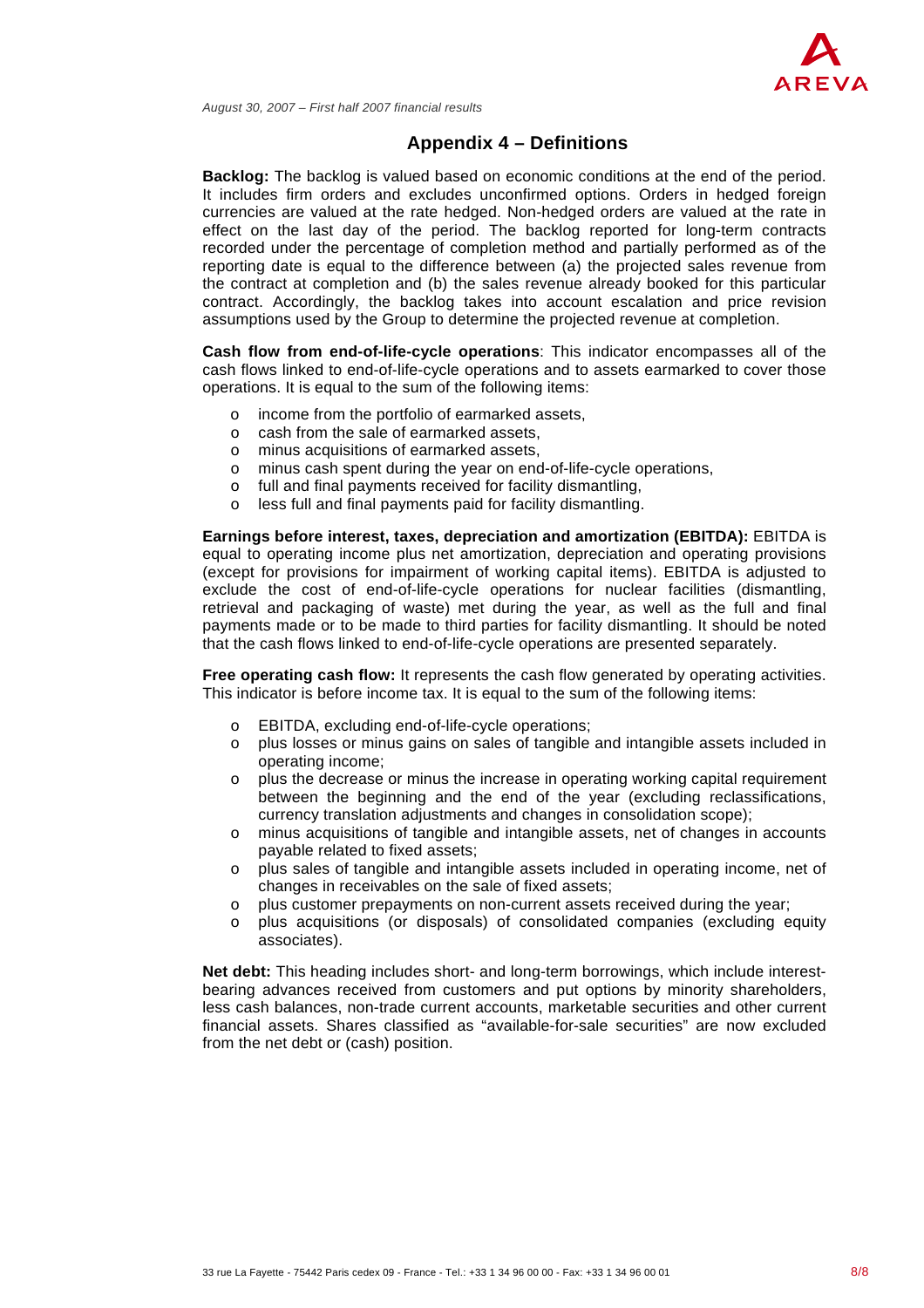## Appendix 4 – Definitions

**Backlog:** The backlog is valued based on economic conditions at the end of the period. It includes firm orders and excludes unconfirmed options. Orders in hedged foreign currencies are valued at the rate hedged. Non-hedged orders are valued at the rate in effect on the last day of the period. The backlog reported for long-term contracts recorded under the percentage of completion method and partially performed as of the reporting date is equal to the difference between (a) the projected sales revenue from the contract at completion and (b) the sales revenue already booked for this particular contract. Accordingly, the backlog takes into account escalation and price revision assumptions used by the Group to determine the projected revenue at completion.

**Cash flow from end-of-life-cycle operations**: This indicator encompasses all of the cash flows linked to end-of-life-cycle operations and to assets earmarked to cover those operations. It is equal to the sum of the following items:

- income from the portfolio of earmarked assets,
- cash from the sale of earmarked assets,
- minus acquisitions of earmarked assets,
- minus cash spent during the year on end-of-life-cycle operations,
- full and final payments received for facility dismantling,
- less full and final payments paid for facility dismantling.

**Earnings before interest, taxes, depreciation and amortization (EBITDA):** EBITDA is equal to operating income plus net amortization, depreciation and operating provisions (except for provisions for impairment of working capital items). EBITDA is adjusted to exclude the cost of end-of-life-cycle operations for nuclear facilities (dismantling, retrieval and packaging of waste) met during the year, as well as the full and final payments made or to be made to third parties for facility dismantling. It should be noted that the cash flows linked to end-of-life-cycle operations are presented separately.

**Free operating cash flow:** It represents the cash flow generated by operating activities. This indicator is before income tax. It is equal to the sum of the following items:

- EBITDA, excluding end-of-life-cycle operations;
- plus losses or minus gains on sales of tangible and intangible assets included in operating income;
- plus the decrease or minus the increase in operating working capital requirement between the beginning and the end of the year (excluding reclassifications, currency translation adjustments and changes in consolidation scope);
- minus acquisitions of tangible and intangible assets, net of changes in accounts payable related to fixed assets;
- plus sales of tangible and intangible assets included in operating income, net of changes in receivables on the sale of fixed assets;
- plus customer prepayments on non-current assets received during the year;
- plus acquisitions (or disposals) of consolidated companies (excluding equity associates).

**Net debt:** This heading includes short- and long-term borrowings, which include interest-bearing advances received from customers and put options by minority shareholders, less cash balances, non-trade current accounts, marketable securities and other current financial assets. Shares classified as "available-for-sale securities" are now excluded from the net debt or (cash) position.

33 rue La Fayette - 75442 Paris cedex 09 - France - Tel.: +33 1 34 96 00 00 - Fax: +33 1 34 96 00 01